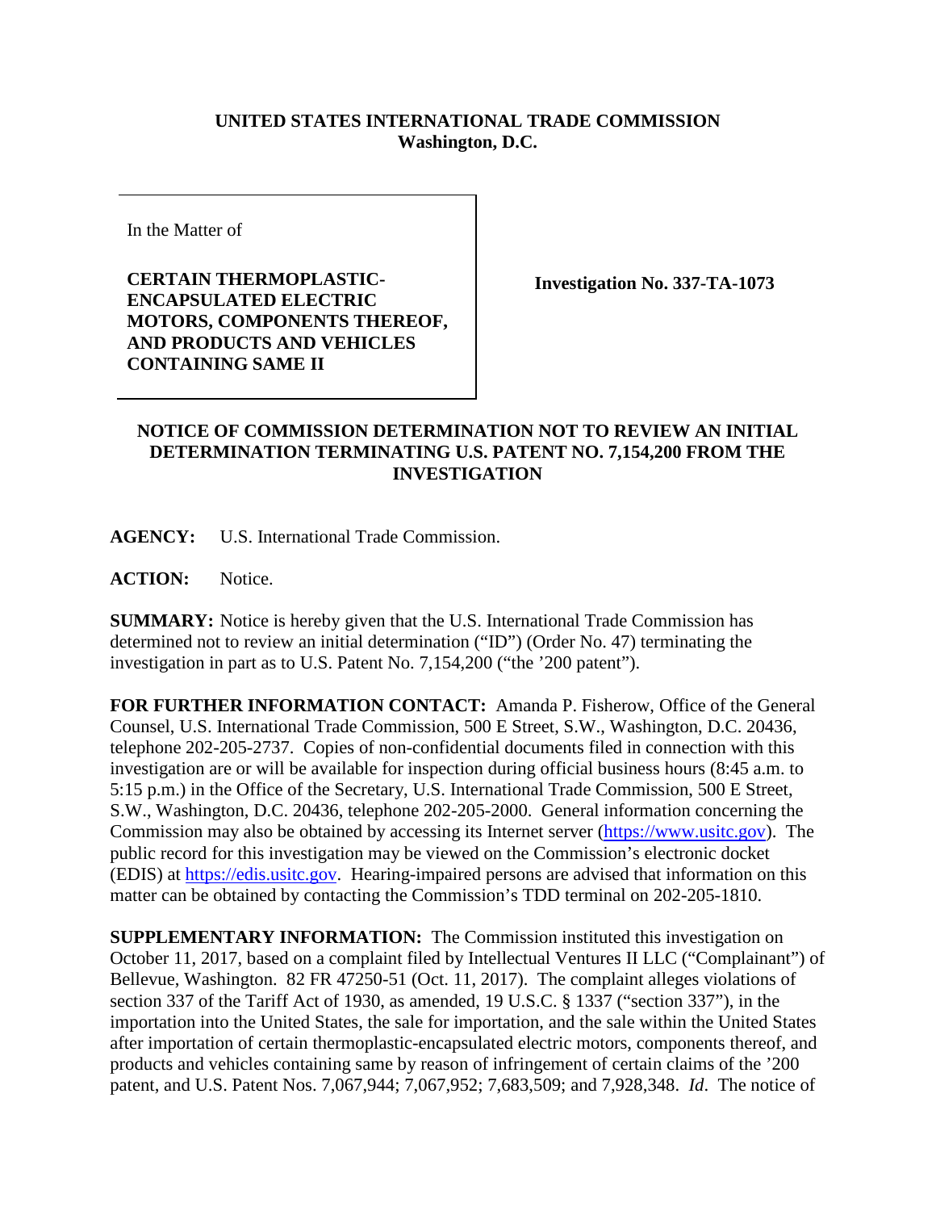**UNITED STATES INTERNATIONAL TRADE COMMISSION**
**Washington, D.C.**

| In the Matter of<br><br>**CERTAIN THERMOPLASTIC-ENCAPSULATED ELECTRIC MOTORS, COMPONENTS THEREOF, AND PRODUCTS AND VEHICLES CONTAINING SAME II** | **Investigation No. 337-TA-1073** |
|---|---|

**NOTICE OF COMMISSION DETERMINATION NOT TO REVIEW AN INITIAL DETERMINATION TERMINATING U.S. PATENT NO. 7,154,200 FROM THE INVESTIGATION**

**AGENCY:** U.S. International Trade Commission.

**ACTION:** Notice.

**SUMMARY:** Notice is hereby given that the U.S. International Trade Commission has determined not to review an initial determination ("ID") (Order No. 47) terminating the investigation in part as to U.S. Patent No. 7,154,200 ("the '200 patent").

**FOR FURTHER INFORMATION CONTACT:** Amanda P. Fisherow, Office of the General Counsel, U.S. International Trade Commission, 500 E Street, S.W., Washington, D.C. 20436, telephone 202-205-2737. Copies of non-confidential documents filed in connection with this investigation are or will be available for inspection during official business hours (8:45 a.m. to 5:15 p.m.) in the Office of the Secretary, U.S. International Trade Commission, 500 E Street, S.W., Washington, D.C. 20436, telephone 202-205-2000. General information concerning the Commission may also be obtained by accessing its Internet server (https://www.usitc.gov). The public record for this investigation may be viewed on the Commission's electronic docket (EDIS) at https://edis.usitc.gov. Hearing-impaired persons are advised that information on this matter can be obtained by contacting the Commission's TDD terminal on 202-205-1810.

**SUPPLEMENTARY INFORMATION:** The Commission instituted this investigation on October 11, 2017, based on a complaint filed by Intellectual Ventures II LLC ("Complainant") of Bellevue, Washington. 82 FR 47250-51 (Oct. 11, 2017). The complaint alleges violations of section 337 of the Tariff Act of 1930, as amended, 19 U.S.C. § 1337 ("section 337"), in the importation into the United States, the sale for importation, and the sale within the United States after importation of certain thermoplastic-encapsulated electric motors, components thereof, and products and vehicles containing same by reason of infringement of certain claims of the '200 patent, and U.S. Patent Nos. 7,067,944; 7,067,952; 7,683,509; and 7,928,348. *Id*. The notice of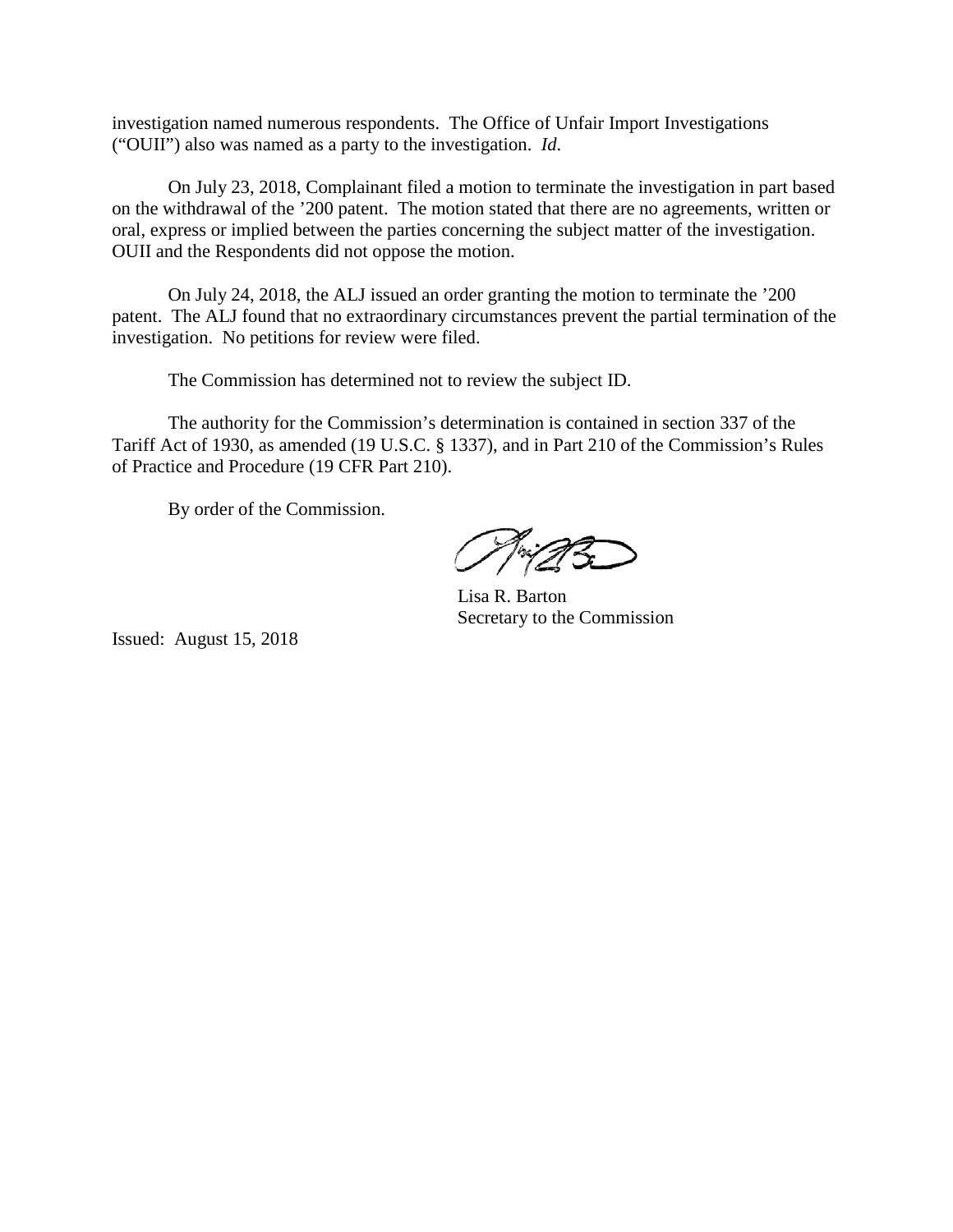investigation named numerous respondents. The Office of Unfair Import Investigations ("OUII") also was named as a party to the investigation. *Id*.

On July 23, 2018, Complainant filed a motion to terminate the investigation in part based on the withdrawal of the '200 patent. The motion stated that there are no agreements, written or oral, express or implied between the parties concerning the subject matter of the investigation. OUII and the Respondents did not oppose the motion.

On July 24, 2018, the ALJ issued an order granting the motion to terminate the '200 patent. The ALJ found that no extraordinary circumstances prevent the partial termination of the investigation. No petitions for review were filed.

The Commission has determined not to review the subject ID.

The authority for the Commission's determination is contained in section 337 of the Tariff Act of 1930, as amended (19 U.S.C. § 1337), and in Part 210 of the Commission's Rules of Practice and Procedure (19 CFR Part 210).

By order of the Commission.

Lisa R. Barton
Secretary to the Commission

Issued: August 15, 2018